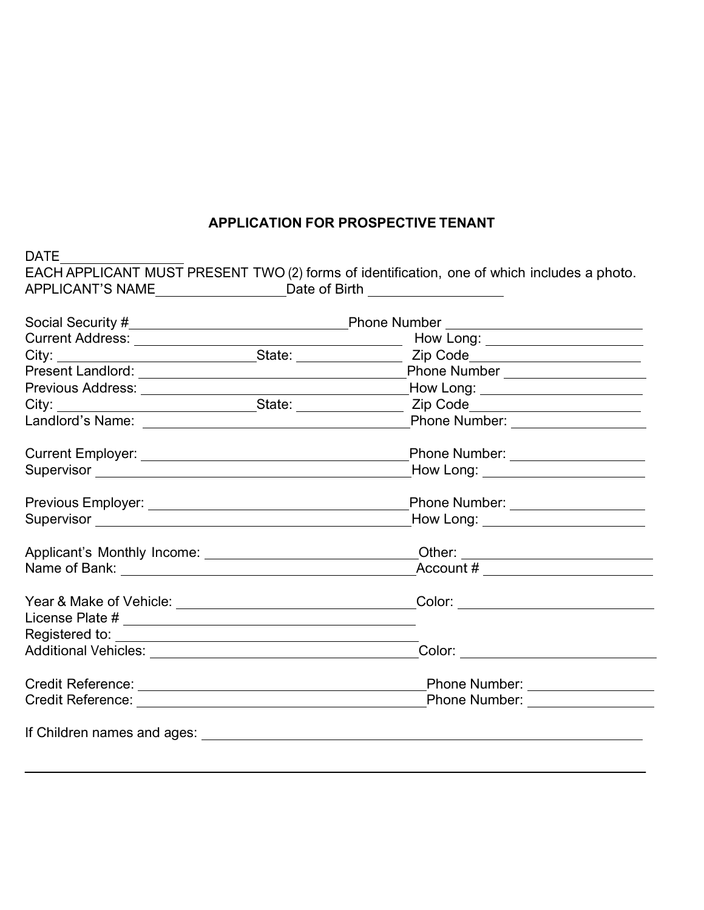# APPLICATION FOR PROSPECTIVE TENANT

DATE________________

EACH APPLICANT MUST PRESENT TWO (2) forms of identification, one of which includes a photo.

APPLICANT'S NAME________________ Date of Birth ________________

Social Security #____________________________ Phone Number ________________________

Current Address: ____________________________________ How Long: ____________________

City: ________________________ State: ______________ Zip Code______________________

Present Landlord: ____________________________________ Phone Number ___________________

Previous Address: ____________________________________ How Long: ____________________

City: ________________________ State: ______________ Zip Code______________________

Landlord's Name: ____________________________________ Phone Number: __________________

Current Employer: ____________________________________ Phone Number: __________________

Supervisor ____________________________________ How Long: ____________________

Previous Employer: ____________________________________ Phone Number: __________________

Supervisor ____________________________________ How Long: ____________________

Applicant's Monthly Income: ____________________________ Other: __________________________

Name of Bank: ____________________________________ Account # ______________________

Year & Make of Vehicle: ________________________________ Color: __________________________

License Plate # ____________________________________

Registered to: ____________________________________

Additional Vehicles: ____________________________________ Color: __________________________

Credit Reference: ____________________________________ Phone Number: _________________

Credit Reference: ____________________________________ Phone Number: _________________

If Children names and ages: ____________________________________________________________

______________________________________________________________________________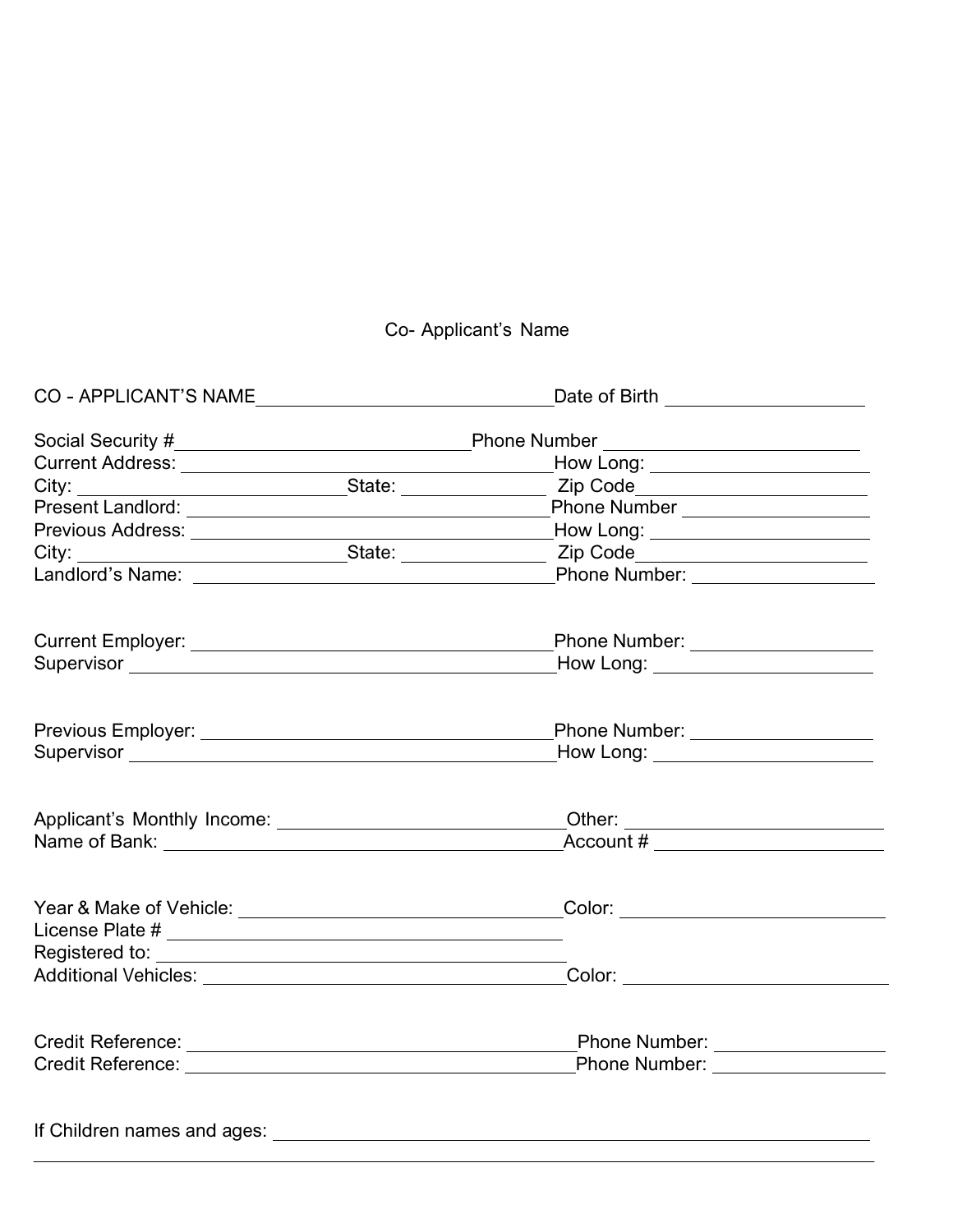Co- Applicant's Name

CO - APPLICANT'S NAME\_\_\_\_\_\_\_\_\_\_\_\_\_\_\_\_\_\_\_\_\_\_\_\_\_\_\_\_\_\_Date of Birth \_\_\_\_\_\_\_\_\_\_\_\_\_\_\_\_\_\_\_\_

Social Security #\_\_\_\_\_\_\_\_\_\_\_\_\_\_\_\_\_\_\_\_\_\_\_\_\_\_\_\_\_\_Phone Number \_\_\_\_\_\_\_\_\_\_\_\_\_\_\_\_\_\_\_\_\_\_\_\_\_\_
Current Address: \_\_\_\_\_\_\_\_\_\_\_\_\_\_\_\_\_\_\_\_\_\_\_\_\_\_\_\_\_\_\_\_\_\_\_\_How Long: \_\_\_\_\_\_\_\_\_\_\_\_\_\_\_\_\_\_\_\_\_\_
City: \_\_\_\_\_\_\_\_\_\_\_\_\_\_\_\_\_\_\_\_\_\_\_\_\_State: \_\_\_\_\_\_\_\_\_\_\_\_\_ Zip Code\_\_\_\_\_\_\_\_\_\_\_\_\_\_\_\_\_\_\_\_\_\_
Present Landlord: \_\_\_\_\_\_\_\_\_\_\_\_\_\_\_\_\_\_\_\_\_\_\_\_\_\_\_\_\_\_\_\_\_\_\_\_Phone Number \_\_\_\_\_\_\_\_\_\_\_\_\_\_\_\_\_\_\_\_
Previous Address: \_\_\_\_\_\_\_\_\_\_\_\_\_\_\_\_\_\_\_\_\_\_\_\_\_\_\_\_\_\_\_\_\_\_\_\_How Long: \_\_\_\_\_\_\_\_\_\_\_\_\_\_\_\_\_\_\_\_\_\_
City: \_\_\_\_\_\_\_\_\_\_\_\_\_\_\_\_\_\_\_\_\_\_\_\_\_State: \_\_\_\_\_\_\_\_\_\_\_\_\_ Zip Code\_\_\_\_\_\_\_\_\_\_\_\_\_\_\_\_\_\_\_\_\_\_
Landlord's Name: \_\_\_\_\_\_\_\_\_\_\_\_\_\_\_\_\_\_\_\_\_\_\_\_\_\_\_\_\_\_\_\_\_\_\_\_Phone Number: \_\_\_\_\_\_\_\_\_\_\_\_\_\_\_\_\_\_\_\_

Current Employer: \_\_\_\_\_\_\_\_\_\_\_\_\_\_\_\_\_\_\_\_\_\_\_\_\_\_\_\_\_\_\_\_\_\_\_\_Phone Number: \_\_\_\_\_\_\_\_\_\_\_\_\_\_\_\_\_\_\_\_
Supervisor \_\_\_\_\_\_\_\_\_\_\_\_\_\_\_\_\_\_\_\_\_\_\_\_\_\_\_\_\_\_\_\_\_\_\_\_\_\_\_\_\_\_How Long: \_\_\_\_\_\_\_\_\_\_\_\_\_\_\_\_\_\_\_\_\_\_

Previous Employer: \_\_\_\_\_\_\_\_\_\_\_\_\_\_\_\_\_\_\_\_\_\_\_\_\_\_\_\_\_\_\_\_\_\_\_Phone Number: \_\_\_\_\_\_\_\_\_\_\_\_\_\_\_\_\_\_\_\_
Supervisor \_\_\_\_\_\_\_\_\_\_\_\_\_\_\_\_\_\_\_\_\_\_\_\_\_\_\_\_\_\_\_\_\_\_\_\_\_\_\_\_\_\_How Long: \_\_\_\_\_\_\_\_\_\_\_\_\_\_\_\_\_\_\_\_\_\_

Applicant's Monthly Income: \_\_\_\_\_\_\_\_\_\_\_\_\_\_\_\_\_\_\_\_\_\_\_\_\_\_\_\_\_Other: \_\_\_\_\_\_\_\_\_\_\_\_\_\_\_\_\_\_\_\_\_\_\_\_\_\_
Name of Bank: \_\_\_\_\_\_\_\_\_\_\_\_\_\_\_\_\_\_\_\_\_\_\_\_\_\_\_\_\_\_\_\_\_\_\_\_\_\_\_\_Account # \_\_\_\_\_\_\_\_\_\_\_\_\_\_\_\_\_\_\_\_\_\_\_\_

Year & Make of Vehicle: \_\_\_\_\_\_\_\_\_\_\_\_\_\_\_\_\_\_\_\_\_\_\_\_\_\_\_\_\_\_\_\_Color: \_\_\_\_\_\_\_\_\_\_\_\_\_\_\_\_\_\_\_\_\_\_\_\_\_\_\_
License Plate # \_\_\_\_\_\_\_\_\_\_\_\_\_\_\_\_\_\_\_\_\_\_\_\_\_\_\_\_\_\_\_\_\_\_\_\_\_\_\_\_
Registered to: \_\_\_\_\_\_\_\_\_\_\_\_\_\_\_\_\_\_\_\_\_\_\_\_\_\_\_\_\_\_\_\_\_\_\_\_\_\_\_\_\_
Additional Vehicles: \_\_\_\_\_\_\_\_\_\_\_\_\_\_\_\_\_\_\_\_\_\_\_\_\_\_\_\_\_\_\_\_\_\_\_\_Color: \_\_\_\_\_\_\_\_\_\_\_\_\_\_\_\_\_\_\_\_\_\_\_\_\_\_\_

Credit Reference: \_\_\_\_\_\_\_\_\_\_\_\_\_\_\_\_\_\_\_\_\_\_\_\_\_\_\_\_\_\_\_\_\_\_\_\_\_\_Phone Number: \_\_\_\_\_\_\_\_\_\_\_\_\_\_\_\_\_\_
Credit Reference: \_\_\_\_\_\_\_\_\_\_\_\_\_\_\_\_\_\_\_\_\_\_\_\_\_\_\_\_\_\_\_\_\_\_\_\_\_\_Phone Number: \_\_\_\_\_\_\_\_\_\_\_\_\_\_\_\_\_\_

If Children names and ages: \_\_\_\_\_\_\_\_\_\_\_\_\_\_\_\_\_\_\_\_\_\_\_\_\_\_\_\_\_\_\_\_\_\_\_\_\_\_\_\_\_\_\_\_\_\_\_\_\_\_\_\_\_\_\_\_\_\_\_\_
\_\_\_\_\_\_\_\_\_\_\_\_\_\_\_\_\_\_\_\_\_\_\_\_\_\_\_\_\_\_\_\_\_\_\_\_\_\_\_\_\_\_\_\_\_\_\_\_\_\_\_\_\_\_\_\_\_\_\_\_\_\_\_\_\_\_\_\_\_\_\_\_\_\_\_\_\_\_\_\_\_\_\_\_\_\_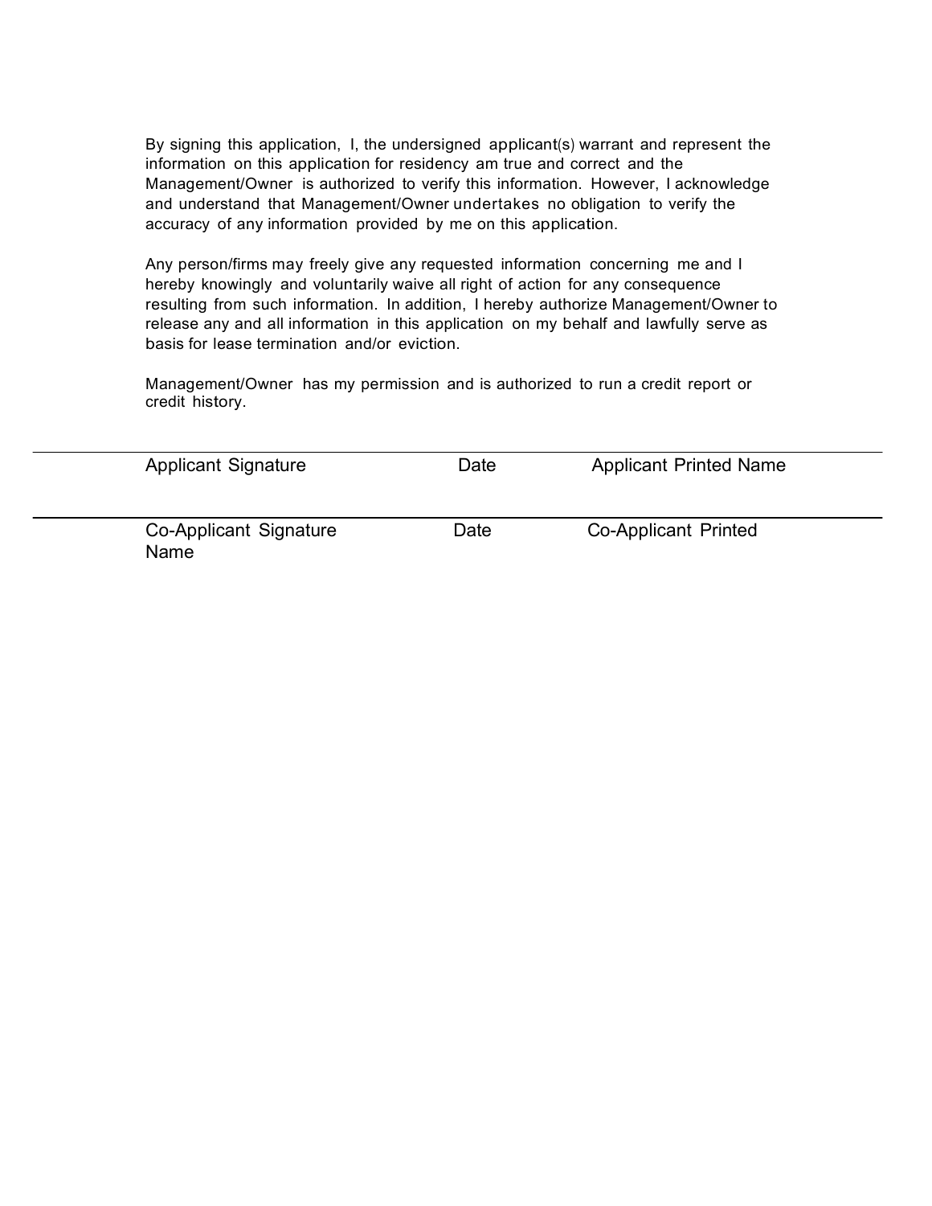By signing this application, I, the undersigned applicant(s) warrant and represent the information on this application for residency am true and correct and the Management/Owner is authorized to verify this information. However, I acknowledge and understand that Management/Owner undertakes no obligation to verify the accuracy of any information provided by me on this application.

Any person/firms may freely give any requested information concerning me and I hereby knowingly and voluntarily waive all right of action for any consequence resulting from such information. In addition, I hereby authorize Management/Owner to release any and all information in this application on my behalf and lawfully serve as basis for lease termination and/or eviction.

Management/Owner has my permission and is authorized to run a credit report or credit history.

______________________________________________________________________

Applicant Signature    Date    Applicant Printed Name

______________________________________________________________________

Co-Applicant Signature    Date    Co-Applicant Printed Name